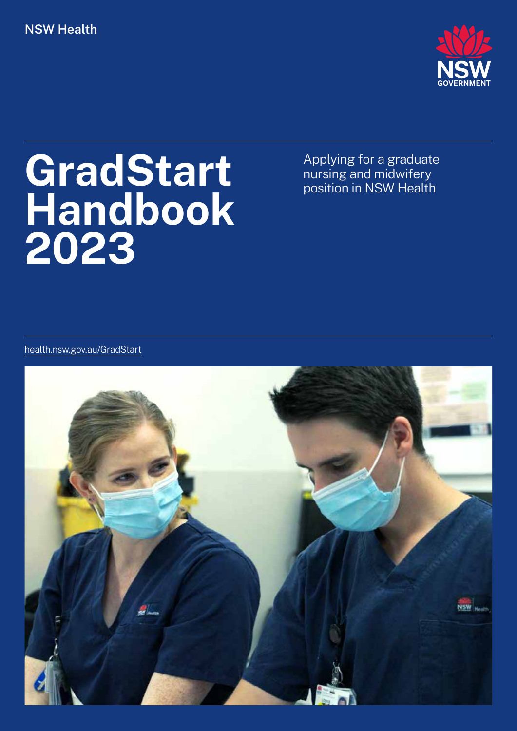NSW Health

# GradStart Handbook 2023

Applying for a graduate nursing and midwifery position in NSW Health

health.nsw.gov.au/GradStart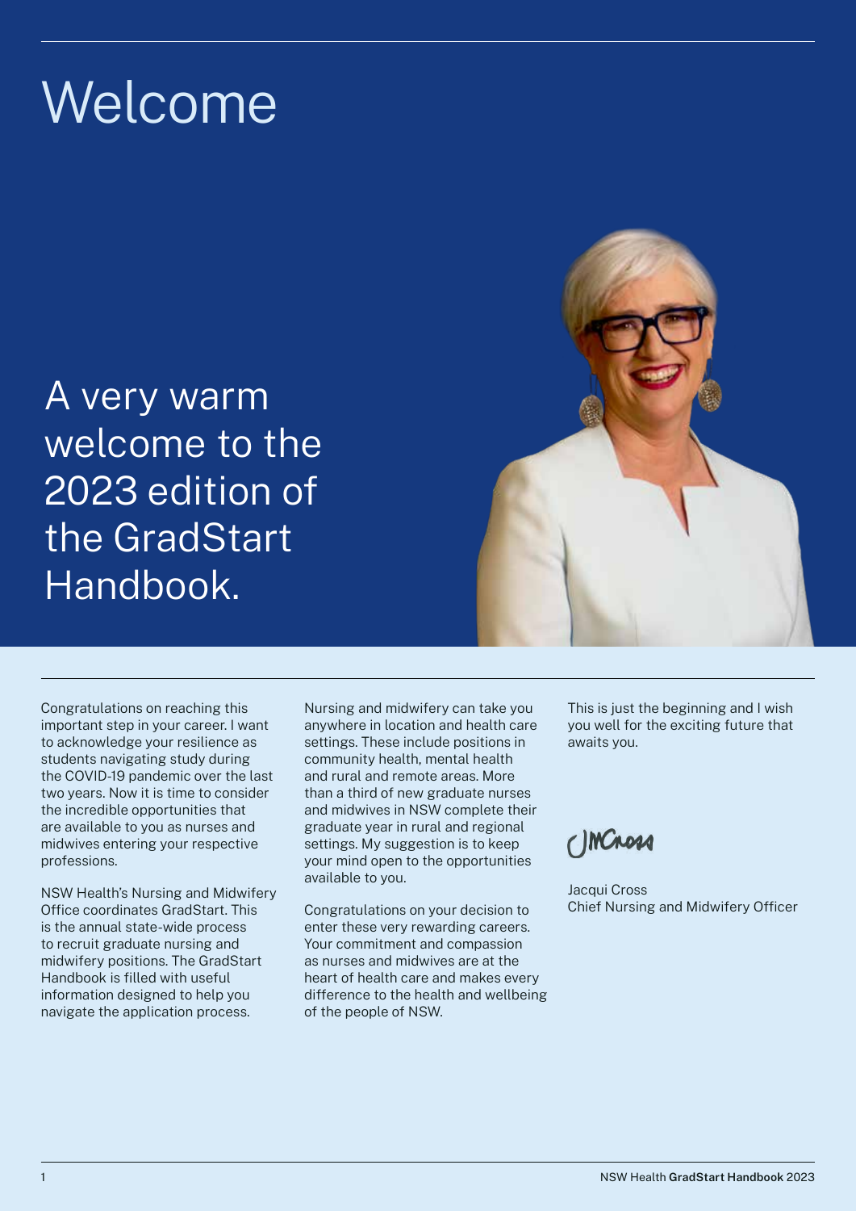# Welcome

## A very warm welcome to the 2023 edition of the GradStart Handbook.

Congratulations on reaching this important step in your career. I want to acknowledge your resilience as students navigating study during the COVID-19 pandemic over the last two years. Now it is time to consider the incredible opportunities that are available to you as nurses and midwives entering your respective professions.

NSW Health's Nursing and Midwifery Office coordinates GradStart. This is the annual state-wide process to recruit graduate nursing and midwifery positions. The GradStart Handbook is filled with useful information designed to help you navigate the application process.

Nursing and midwifery can take you anywhere in location and health care settings. These include positions in community health, mental health and rural and remote areas. More than a third of new graduate nurses and midwives in NSW complete their graduate year in rural and regional settings. My suggestion is to keep your mind open to the opportunities available to you.

Congratulations on your decision to enter these very rewarding careers. Your commitment and compassion as nurses and midwives are at the heart of health care and makes every difference to the health and wellbeing of the people of NSW.

This is just the beginning and I wish you well for the exciting future that awaits you.

Jacqui Cross
Chief Nursing and Midwifery Officer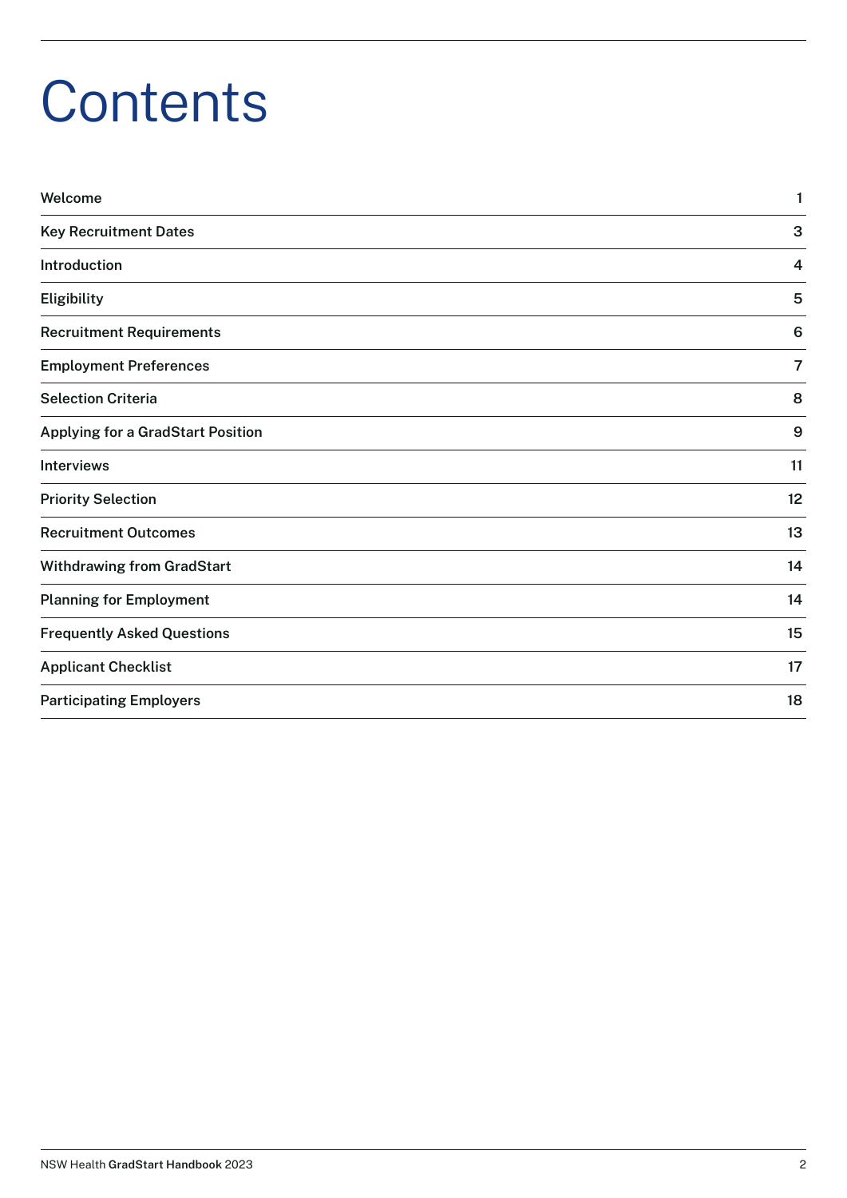# Contents

| | |
|---|---|
| Welcome | 1 |
| Key Recruitment Dates | 3 |
| Introduction | 4 |
| Eligibility | 5 |
| Recruitment Requirements | 6 |
| Employment Preferences | 7 |
| Selection Criteria | 8 |
| Applying for a GradStart Position | 9 |
| Interviews | 11 |
| Priority Selection | 12 |
| Recruitment Outcomes | 13 |
| Withdrawing from GradStart | 14 |
| Planning for Employment | 14 |
| Frequently Asked Questions | 15 |
| Applicant Checklist | 17 |
| Participating Employers | 18 |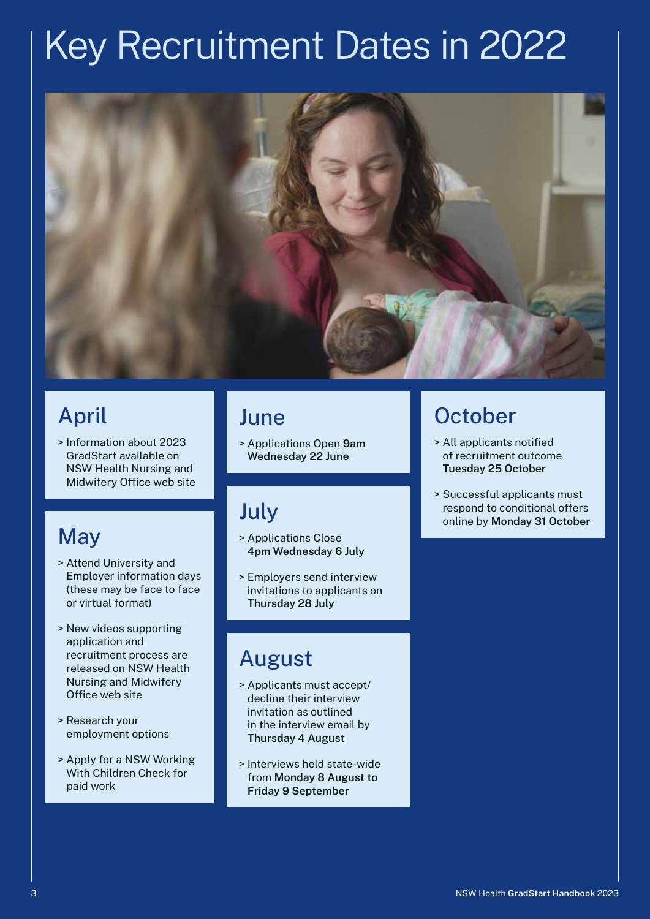# Key Recruitment Dates in 2022

## April

- Information about 2023 GradStart available on NSW Health Nursing and Midwifery Office web site

## May

- Attend University and Employer information days (these may be face to face or virtual format)
- New videos supporting application and recruitment process are released on NSW Health Nursing and Midwifery Office web site
- Research your employment options
- Apply for a NSW Working With Children Check for paid work

## June

- Applications Open **9am Wednesday 22 June**

## July

- Applications Close **4pm Wednesday 6 July**
- Employers send interview invitations to applicants on **Thursday 28 July**

## August

- Applicants must accept/decline their interview invitation as outlined in the interview email by **Thursday 4 August**
- Interviews held state-wide from **Monday 8 August to Friday 9 September**

## October

- All applicants notified of recruitment outcome **Tuesday 25 October**
- Successful applicants must respond to conditional offers online by **Monday 31 October**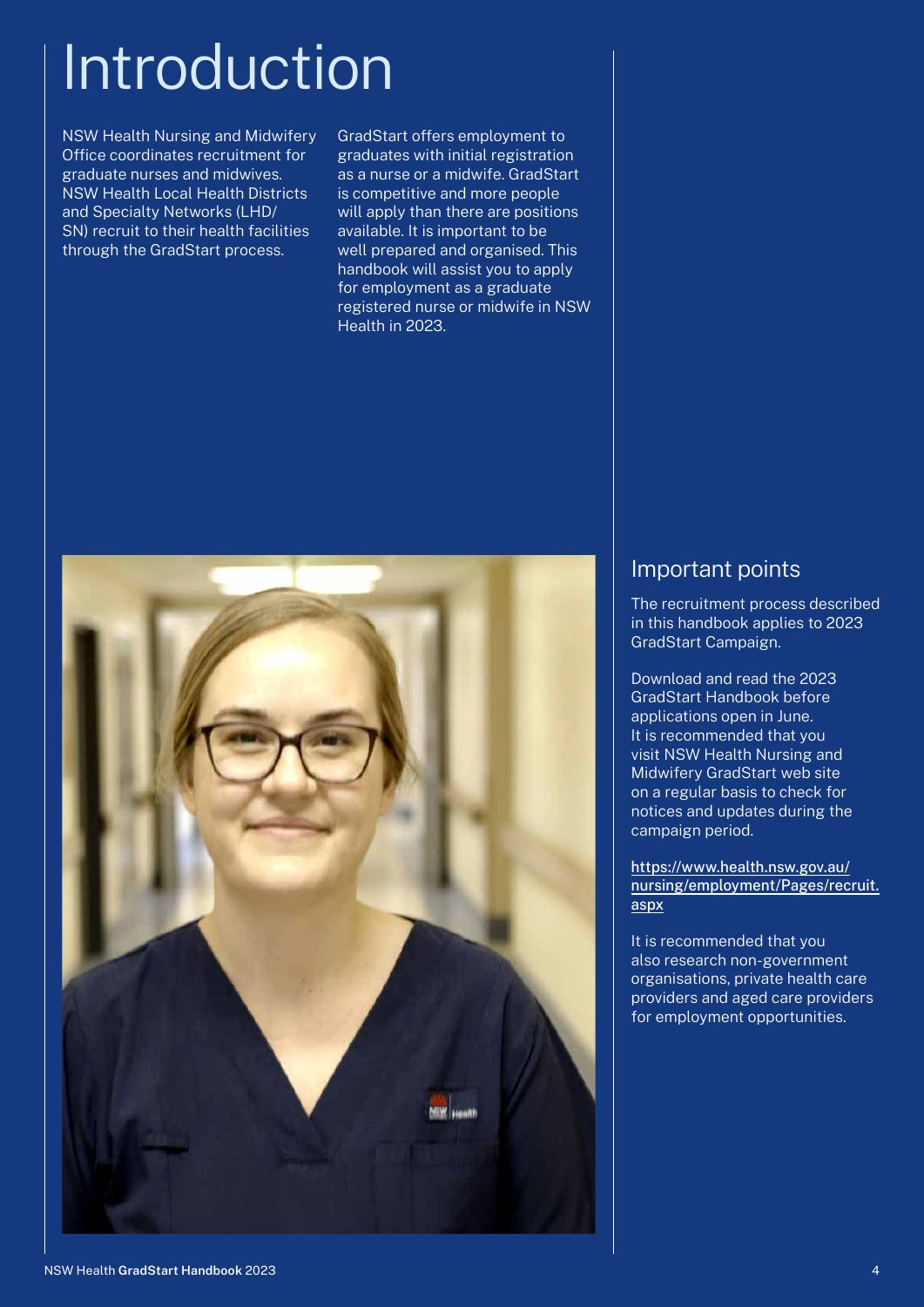# Introduction

NSW Health Nursing and Midwifery Office coordinates recruitment for graduate nurses and midwives. NSW Health Local Health Districts and Specialty Networks (LHD/SN) recruit to their health facilities through the GradStart process.

GradStart offers employment to graduates with initial registration as a nurse or a midwife. GradStart is competitive and more people will apply than there are positions available. It is important to be well prepared and organised. This handbook will assist you to apply for employment as a graduate registered nurse or midwife in NSW Health in 2023.

## Important points

The recruitment process described in this handbook applies to 2023 GradStart Campaign.

Download and read the 2023 GradStart Handbook before applications open in June. It is recommended that you visit NSW Health Nursing and Midwifery GradStart web site on a regular basis to check for notices and updates during the campaign period.

https://www.health.nsw.gov.au/nursing/employment/Pages/recruit.aspx

It is recommended that you also research non-government organisations, private health care providers and aged care providers for employment opportunities.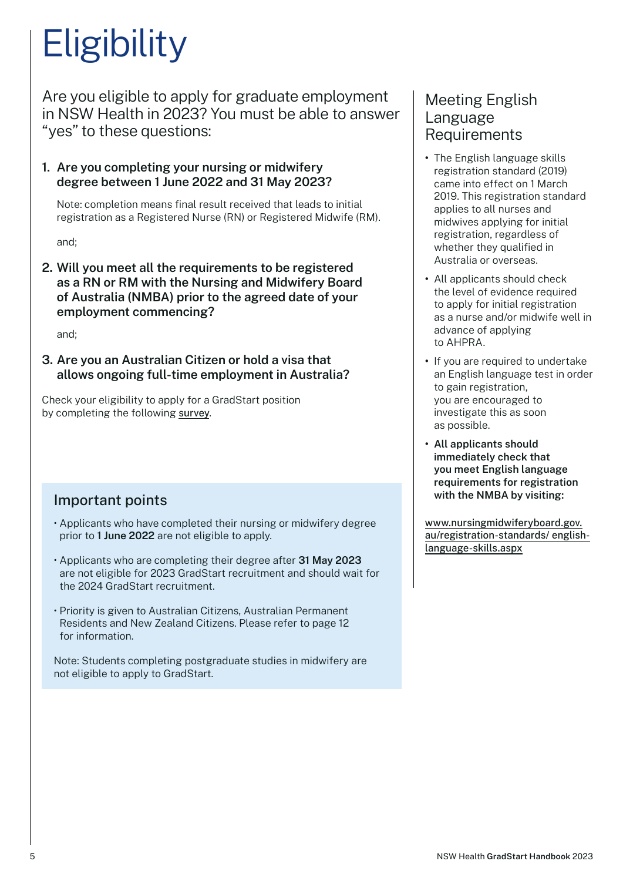# Eligibility

Are you eligible to apply for graduate employment in NSW Health in 2023? You must be able to answer "yes" to these questions:

1. **Are you completing your nursing or midwifery degree between 1 June 2022 and 31 May 2023?**

   Note: completion means final result received that leads to initial registration as a Registered Nurse (RN) or Registered Midwife (RM).

   and;

2. **Will you meet all the requirements to be registered as a RN or RM with the Nursing and Midwifery Board of Australia (NMBA) prior to the agreed date of your employment commencing?**

   and;

3. **Are you an Australian Citizen or hold a visa that allows ongoing full-time employment in Australia?**

Check your eligibility to apply for a GradStart position by completing the following survey.

## Important points

- Applicants who have completed their nursing or midwifery degree prior to **1 June 2022** are not eligible to apply.
- Applicants who are completing their degree after **31 May 2023** are not eligible for 2023 GradStart recruitment and should wait for the 2024 GradStart recruitment.
- Priority is given to Australian Citizens, Australian Permanent Residents and New Zealand Citizens. Please refer to page 12 for information.

Note: Students completing postgraduate studies in midwifery are not eligible to apply to GradStart.

## Meeting English Language Requirements

- The English language skills registration standard (2019) came into effect on 1 March 2019. This registration standard applies to all nurses and midwives applying for initial registration, regardless of whether they qualified in Australia or overseas.
- All applicants should check the level of evidence required to apply for initial registration as a nurse and/or midwife well in advance of applying to AHPRA.
- If you are required to undertake an English language test in order to gain registration, you are encouraged to investigate this as soon as possible.
- **All applicants should immediately check that you meet English language requirements for registration with the NMBA by visiting:**

www.nursingmidwiferyboard.gov.au/registration-standards/english-language-skills.aspx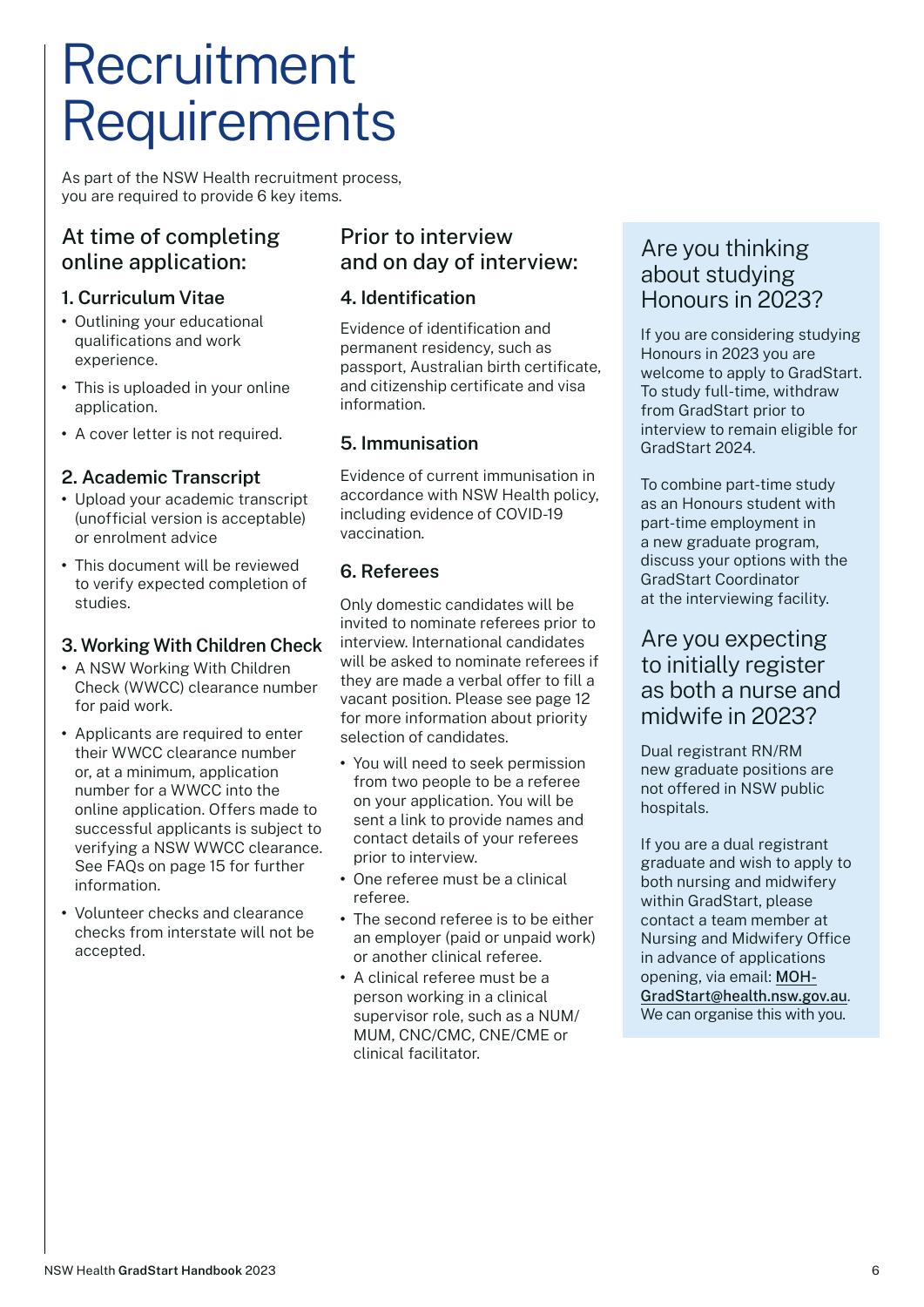# Recruitment Requirements

As part of the NSW Health recruitment process, you are required to provide 6 key items.

## At time of completing online application:

### 1. Curriculum Vitae

- Outlining your educational qualifications and work experience.
- This is uploaded in your online application.
- A cover letter is not required.

### 2. Academic Transcript

- Upload your academic transcript (unofficial version is acceptable) or enrolment advice
- This document will be reviewed to verify expected completion of studies.

### 3. Working With Children Check

- A NSW Working With Children Check (WWCC) clearance number for paid work.
- Applicants are required to enter their WWCC clearance number or, at a minimum, application number for a WWCC into the online application. Offers made to successful applicants is subject to verifying a NSW WWCC clearance. See FAQs on page 15 for further information.
- Volunteer checks and clearance checks from interstate will not be accepted.

## Prior to interview and on day of interview:

### 4. Identification

Evidence of identification and permanent residency, such as passport, Australian birth certificate, and citizenship certificate and visa information.

### 5. Immunisation

Evidence of current immunisation in accordance with NSW Health policy, including evidence of COVID-19 vaccination.

### 6. Referees

Only domestic candidates will be invited to nominate referees prior to interview. International candidates will be asked to nominate referees if they are made a verbal offer to fill a vacant position. Please see page 12 for more information about priority selection of candidates.

- You will need to seek permission from two people to be a referee on your application. You will be sent a link to provide names and contact details of your referees prior to interview.
- One referee must be a clinical referee.
- The second referee is to be either an employer (paid or unpaid work) or another clinical referee.
- A clinical referee must be a person working in a clinical supervisor role, such as a NUM/MUM, CNC/CMC, CNE/CME or clinical facilitator.

## Are you thinking about studying Honours in 2023?

If you are considering studying Honours in 2023 you are welcome to apply to GradStart. To study full-time, withdraw from GradStart prior to interview to remain eligible for GradStart 2024.

To combine part-time study as an Honours student with part-time employment in a new graduate program, discuss your options with the GradStart Coordinator at the interviewing facility.

## Are you expecting to initially register as both a nurse and midwife in 2023?

Dual registrant RN/RM new graduate positions are not offered in NSW public hospitals.

If you are a dual registrant graduate and wish to apply to both nursing and midwifery within GradStart, please contact a team member at Nursing and Midwifery Office in advance of applications opening, via email: MOH-GradStart@health.nsw.gov.au. We can organise this with you.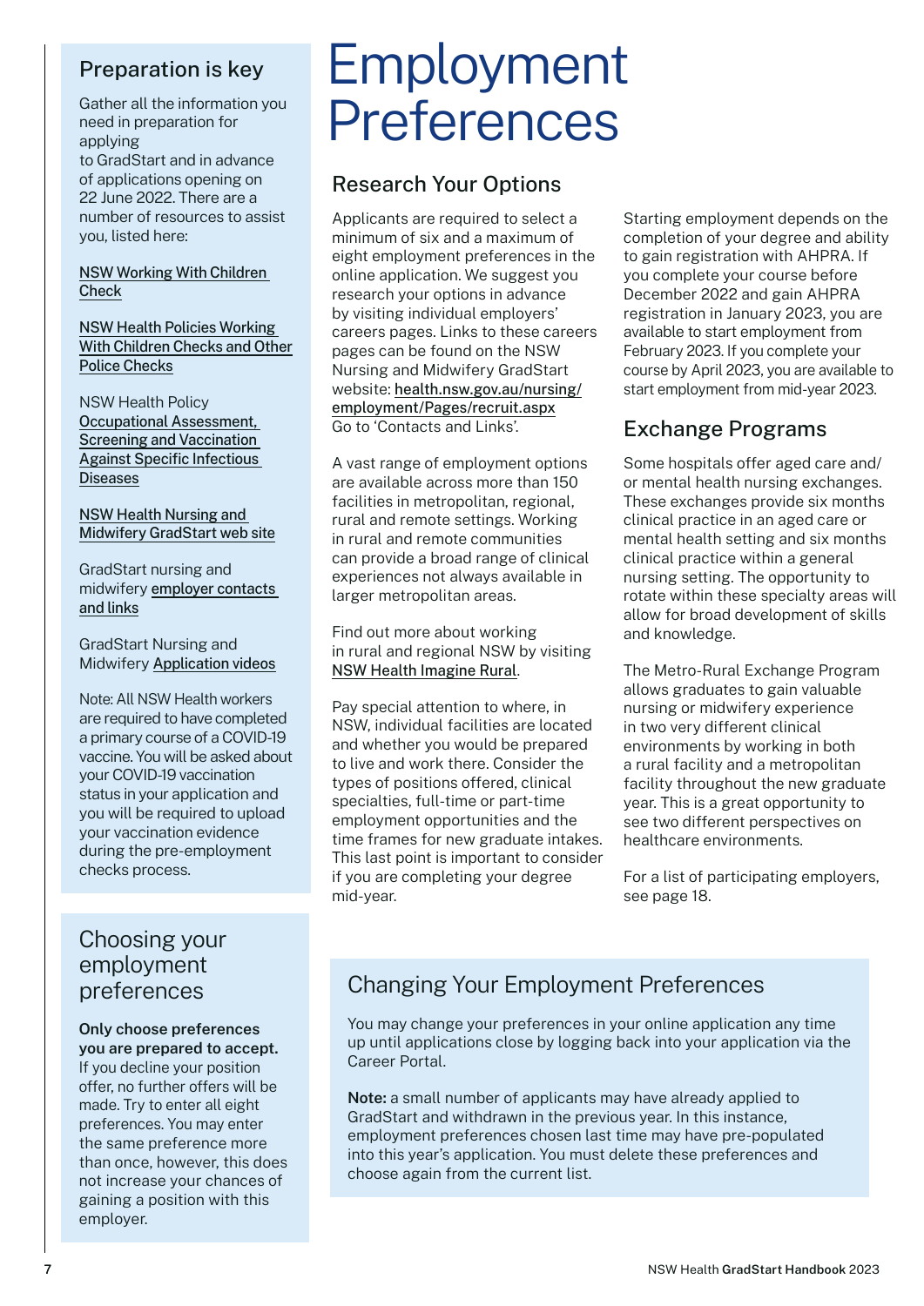# Employment Preferences

## Research Your Options

Applicants are required to select a minimum of six and a maximum of eight employment preferences in the online application. We suggest you research your options in advance by visiting individual employers' careers pages. Links to these careers pages can be found on the NSW Nursing and Midwifery GradStart website: health.nsw.gov.au/nursing/employment/Pages/recruit.aspx Go to 'Contacts and Links'.

A vast range of employment options are available across more than 150 facilities in metropolitan, regional, rural and remote settings. Working in rural and remote communities can provide a broad range of clinical experiences not always available in larger metropolitan areas.

Find out more about working in rural and regional NSW by visiting NSW Health Imagine Rural.

Pay special attention to where, in NSW, individual facilities are located and whether you would be prepared to live and work there. Consider the types of positions offered, clinical specialties, full-time or part-time employment opportunities and the time frames for new graduate intakes. This last point is important to consider if you are completing your degree mid-year.

Starting employment depends on the completion of your degree and ability to gain registration with AHPRA. If you complete your course before December 2022 and gain AHPRA registration in January 2023, you are available to start employment from February 2023. If you complete your course by April 2023, you are available to start employment from mid-year 2023.

## Exchange Programs

Some hospitals offer aged care and/or mental health nursing exchanges. These exchanges provide six months clinical practice in an aged care or mental health setting and six months clinical practice within a general nursing setting. The opportunity to rotate within these specialty areas will allow for broad development of skills and knowledge.

The Metro-Rural Exchange Program allows graduates to gain valuable nursing or midwifery experience in two very different clinical environments by working in both a rural facility and a metropolitan facility throughout the new graduate year. This is a great opportunity to see two different perspectives on healthcare environments.

For a list of participating employers, see page 18.

## Changing Your Employment Preferences

You may change your preferences in your online application any time up until applications close by logging back into your application via the Career Portal.

**Note:** a small number of applicants may have already applied to GradStart and withdrawn in the previous year. In this instance, employment preferences chosen last time may have pre-populated into this year's application. You must delete these preferences and choose again from the current list.

## Preparation is key

Gather all the information you need in preparation for applying to GradStart and in advance of applications opening on 22 June 2022. There are a number of resources to assist you, listed here:

NSW Working With Children Check

NSW Health Policies Working With Children Checks and Other Police Checks

NSW Health Policy Occupational Assessment, Screening and Vaccination Against Specific Infectious Diseases

NSW Health Nursing and Midwifery GradStart web site

GradStart nursing and midwifery employer contacts and links

GradStart Nursing and Midwifery Application videos

Note: All NSW Health workers are required to have completed a primary course of a COVID-19 vaccine. You will be asked about your COVID-19 vaccination status in your application and you will be required to upload your vaccination evidence during the pre-employment checks process.

## Choosing your employment preferences

**Only choose preferences you are prepared to accept.** If you decline your position offer, no further offers will be made. Try to enter all eight preferences. You may enter the same preference more than once, however, this does not increase your chances of gaining a position with this employer.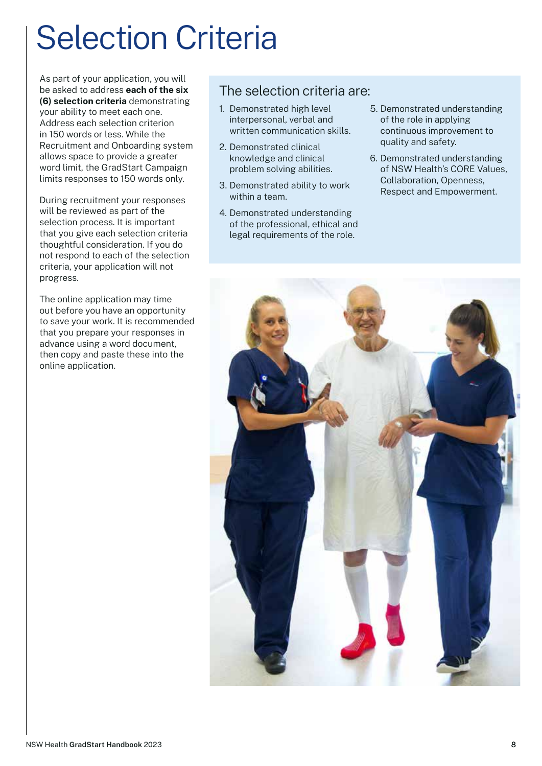# Selection Criteria

As part of your application, you will be asked to address **each of the six (6) selection criteria** demonstrating your ability to meet each one. Address each selection criterion in 150 words or less. While the Recruitment and Onboarding system allows space to provide a greater word limit, the GradStart Campaign limits responses to 150 words only.

During recruitment your responses will be reviewed as part of the selection process. It is important that you give each selection criteria thoughtful consideration. If you do not respond to each of the selection criteria, your application will not progress.

The online application may time out before you have an opportunity to save your work. It is recommended that you prepare your responses in advance using a word document, then copy and paste these into the online application.

## The selection criteria are:

1. Demonstrated high level interpersonal, verbal and written communication skills.
2. Demonstrated clinical knowledge and clinical problem solving abilities.
3. Demonstrated ability to work within a team.
4. Demonstrated understanding of the professional, ethical and legal requirements of the role.
5. Demonstrated understanding of the role in applying continuous improvement to quality and safety.
6. Demonstrated understanding of NSW Health's CORE Values, Collaboration, Openness, Respect and Empowerment.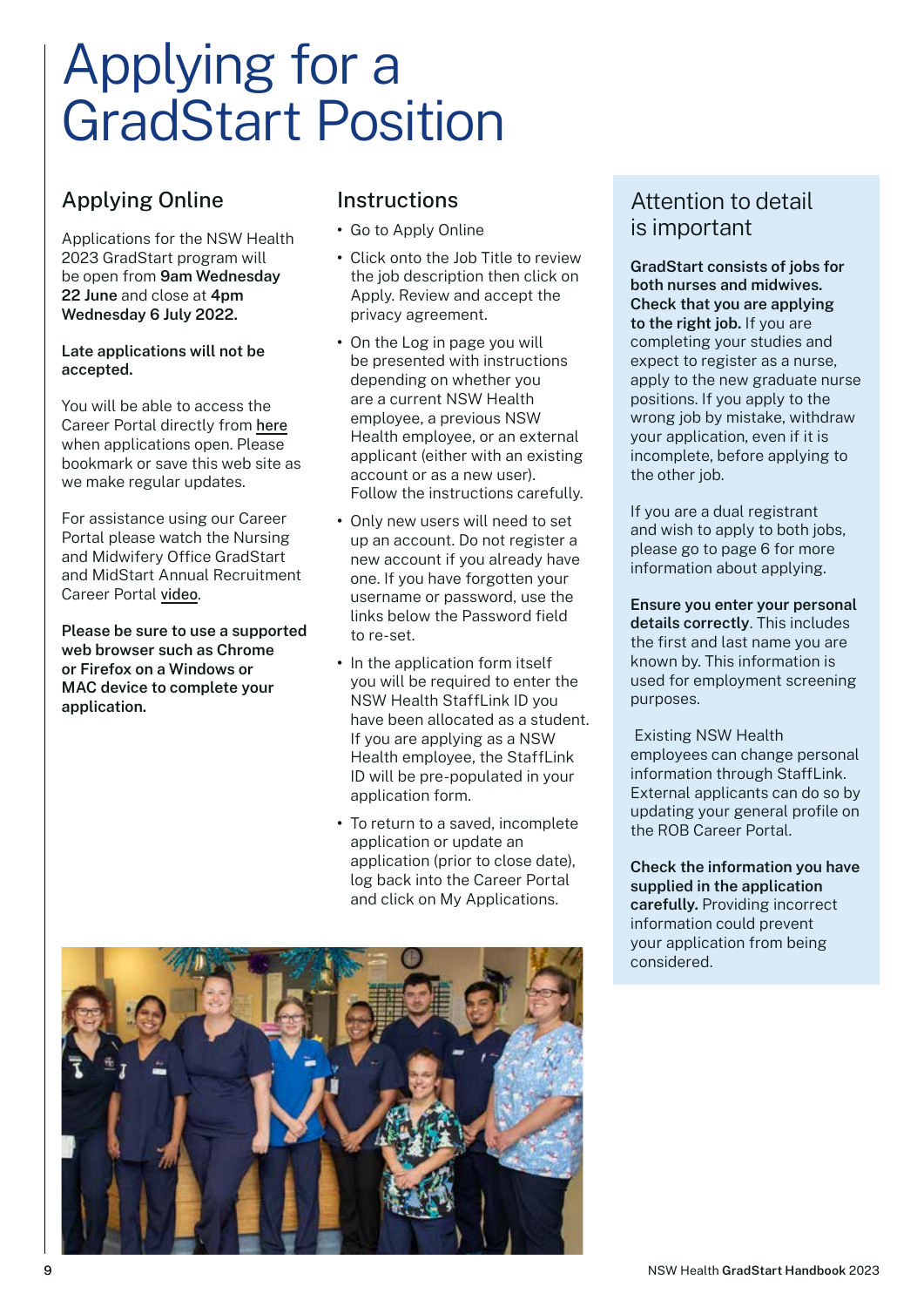# Applying for a GradStart Position

## Applying Online

Applications for the NSW Health 2023 GradStart program will be open from **9am Wednesday 22 June** and close at **4pm Wednesday 6 July 2022.**

**Late applications will not be accepted.**

You will be able to access the Career Portal directly from here when applications open. Please bookmark or save this web site as we make regular updates.

For assistance using our Career Portal please watch the Nursing and Midwifery Office GradStart and MidStart Annual Recruitment Career Portal video.

**Please be sure to use a supported web browser such as Chrome or Firefox on a Windows or MAC device to complete your application.**

## Instructions

- Go to Apply Online
- Click onto the Job Title to review the job description then click on Apply. Review and accept the privacy agreement.
- On the Log in page you will be presented with instructions depending on whether you are a current NSW Health employee, a previous NSW Health employee, or an external applicant (either with an existing account or as a new user). Follow the instructions carefully.
- Only new users will need to set up an account. Do not register a new account if you already have one. If you have forgotten your username or password, use the links below the Password field to re-set.
- In the application form itself you will be required to enter the NSW Health StaffLink ID you have been allocated as a student. If you are applying as a NSW Health employee, the StaffLink ID will be pre-populated in your application form.
- To return to a saved, incomplete application or update an application (prior to close date), log back into the Career Portal and click on My Applications.

## Attention to detail is important

**GradStart consists of jobs for both nurses and midwives. Check that you are applying to the right job.** If you are completing your studies and expect to register as a nurse, apply to the new graduate nurse positions. If you apply to the wrong job by mistake, withdraw your application, even if it is incomplete, before applying to the other job.

If you are a dual registrant and wish to apply to both jobs, please go to page 6 for more information about applying.

**Ensure you enter your personal details correctly**. This includes the first and last name you are known by. This information is used for employment screening purposes.

Existing NSW Health employees can change personal information through StaffLink. External applicants can do so by updating your general profile on the ROB Career Portal.

**Check the information you have supplied in the application carefully.** Providing incorrect information could prevent your application from being considered.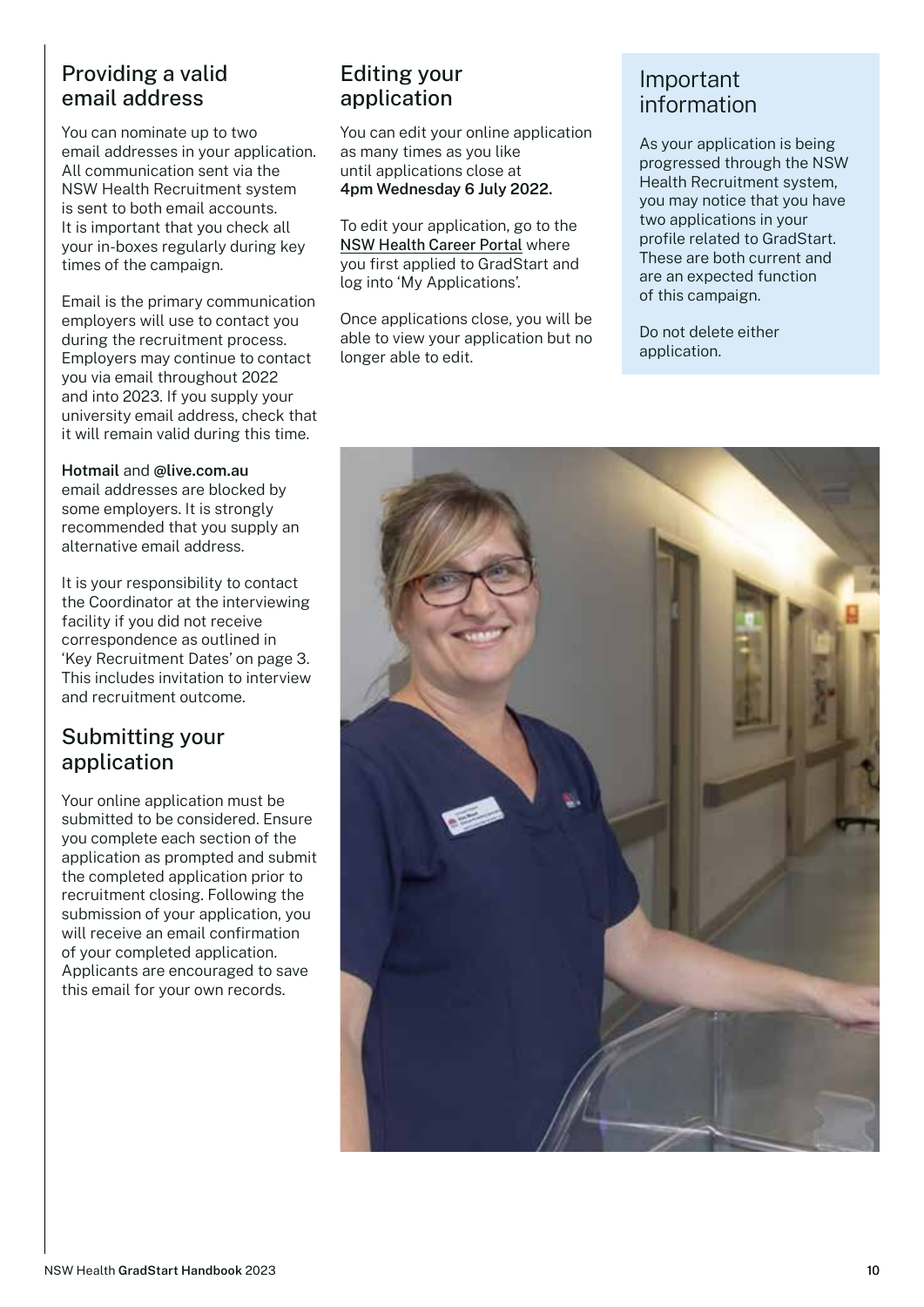## Providing a valid email address

You can nominate up to two email addresses in your application. All communication sent via the NSW Health Recruitment system is sent to both email accounts. It is important that you check all your in-boxes regularly during key times of the campaign.

Email is the primary communication employers will use to contact you during the recruitment process. Employers may continue to contact you via email throughout 2022 and into 2023. If you supply your university email address, check that it will remain valid during this time.

**Hotmail** and **@live.com.au** email addresses are blocked by some employers. It is strongly recommended that you supply an alternative email address.

It is your responsibility to contact the Coordinator at the interviewing facility if you did not receive correspondence as outlined in 'Key Recruitment Dates' on page 3. This includes invitation to interview and recruitment outcome.

## Submitting your application

Your online application must be submitted to be considered. Ensure you complete each section of the application as prompted and submit the completed application prior to recruitment closing. Following the submission of your application, you will receive an email confirmation of your completed application. Applicants are encouraged to save this email for your own records.

## Editing your application

You can edit your online application as many times as you like until applications close at **4pm Wednesday 6 July 2022.**

To edit your application, go to the NSW Health Career Portal where you first applied to GradStart and log into 'My Applications'.

Once applications close, you will be able to view your application but no longer able to edit.

## Important information

As your application is being progressed through the NSW Health Recruitment system, you may notice that you have two applications in your profile related to GradStart. These are both current and are an expected function of this campaign.

Do not delete either application.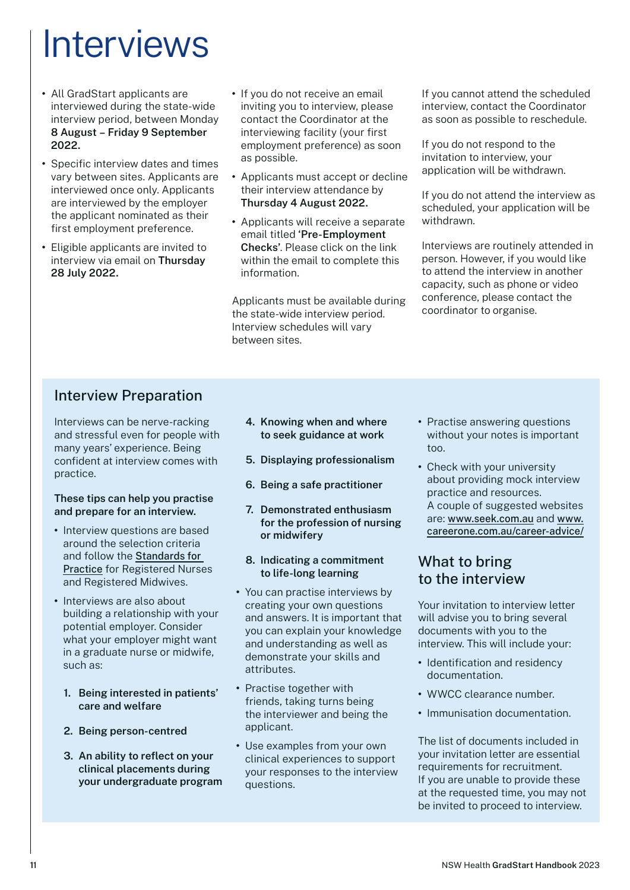# Interviews

- All GradStart applicants are interviewed during the state-wide interview period, between Monday **8 August – Friday 9 September 2022.**
- Specific interview dates and times vary between sites. Applicants are interviewed once only. Applicants are interviewed by the employer the applicant nominated as their first employment preference.
- Eligible applicants are invited to interview via email on **Thursday 28 July 2022.**
- If you do not receive an email inviting you to interview, please contact the Coordinator at the interviewing facility (your first employment preference) as soon as possible.
- Applicants must accept or decline their interview attendance by **Thursday 4 August 2022.**
- Applicants will receive a separate email titled **'Pre-Employment Checks'**. Please click on the link within the email to complete this information.

Applicants must be available during the state-wide interview period. Interview schedules will vary between sites.

If you cannot attend the scheduled interview, contact the Coordinator as soon as possible to reschedule.

If you do not respond to the invitation to interview, your application will be withdrawn.

If you do not attend the interview as scheduled, your application will be withdrawn.

Interviews are routinely attended in person. However, if you would like to attend the interview in another capacity, such as phone or video conference, please contact the coordinator to organise.

## Interview Preparation

Interviews can be nerve-racking and stressful even for people with many years' experience. Being confident at interview comes with practice.

**These tips can help you practise and prepare for an interview.**

- Interview questions are based around the selection criteria and follow the Standards for Practice for Registered Nurses and Registered Midwives.
- Interviews are also about building a relationship with your potential employer. Consider what your employer might want in a graduate nurse or midwife, such as:

  1. **Being interested in patients' care and welfare**
  2. **Being person-centred**
  3. **An ability to reflect on your clinical placements during your undergraduate program**
  4. **Knowing when and where to seek guidance at work**
  5. **Displaying professionalism**
  6. **Being a safe practitioner**
  7. **Demonstrated enthusiasm for the profession of nursing or midwifery**
  8. **Indicating a commitment to life-long learning**

- You can practise interviews by creating your own questions and answers. It is important that you can explain your knowledge and understanding as well as demonstrate your skills and attributes.
- Practise together with friends, taking turns being the interviewer and being the applicant.
- Use examples from your own clinical experiences to support your responses to the interview questions.
- Practise answering questions without your notes is important too.
- Check with your university about providing mock interview practice and resources. A couple of suggested websites are: www.seek.com.au and www.careerone.com.au/career-advice/

## What to bring to the interview

Your invitation to interview letter will advise you to bring several documents with you to the interview. This will include your:

- Identification and residency documentation.
- WWCC clearance number.
- Immunisation documentation.

The list of documents included in your invitation letter are essential requirements for recruitment. If you are unable to provide these at the requested time, you may not be invited to proceed to interview.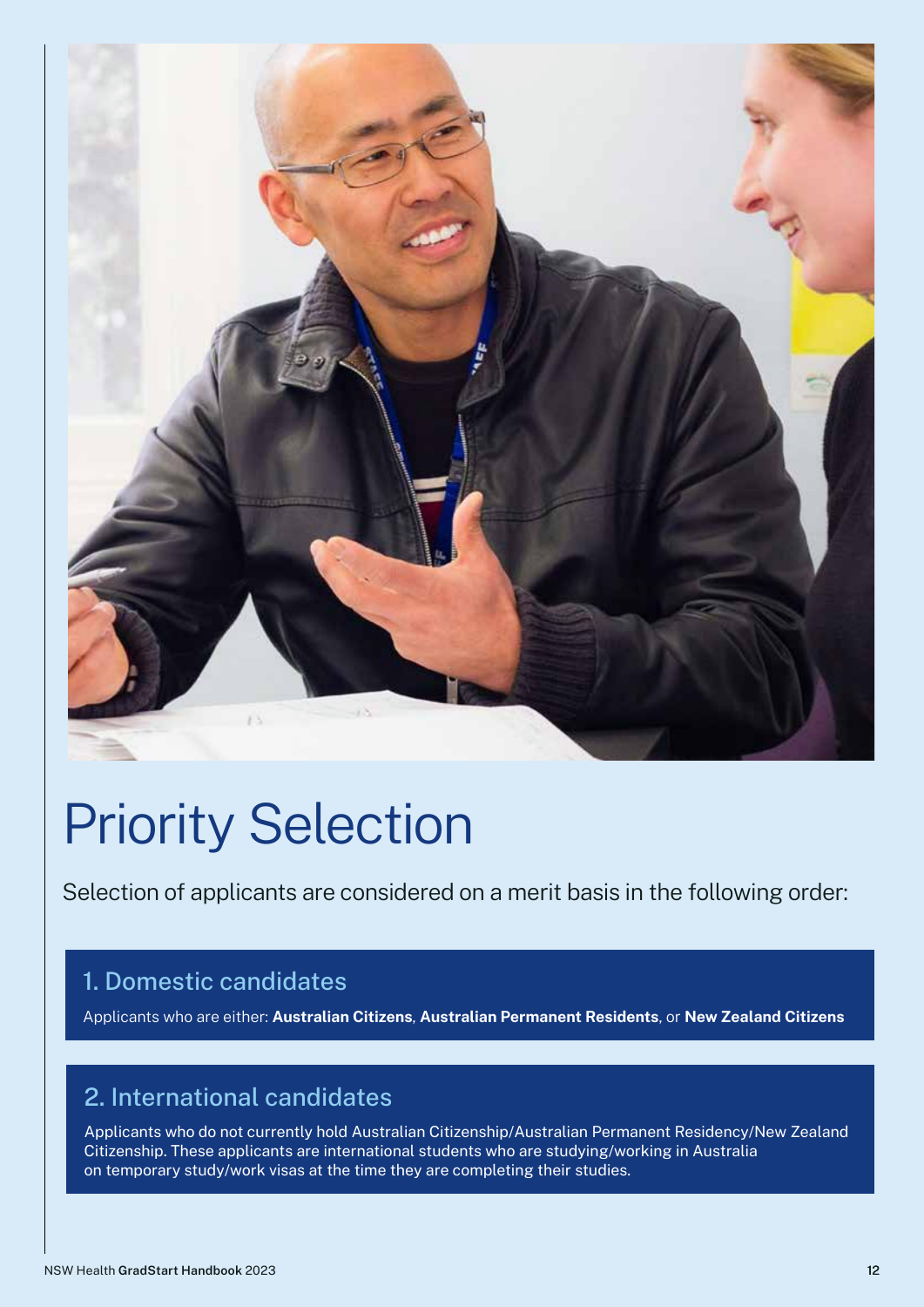# Priority Selection

Selection of applicants are considered on a merit basis in the following order:

## 1. Domestic candidates

Applicants who are either: **Australian Citizens**, **Australian Permanent Residents**, or **New Zealand Citizens**

## 2. International candidates

Applicants who do not currently hold Australian Citizenship/Australian Permanent Residency/New Zealand Citizenship. These applicants are international students who are studying/working in Australia on temporary study/work visas at the time they are completing their studies.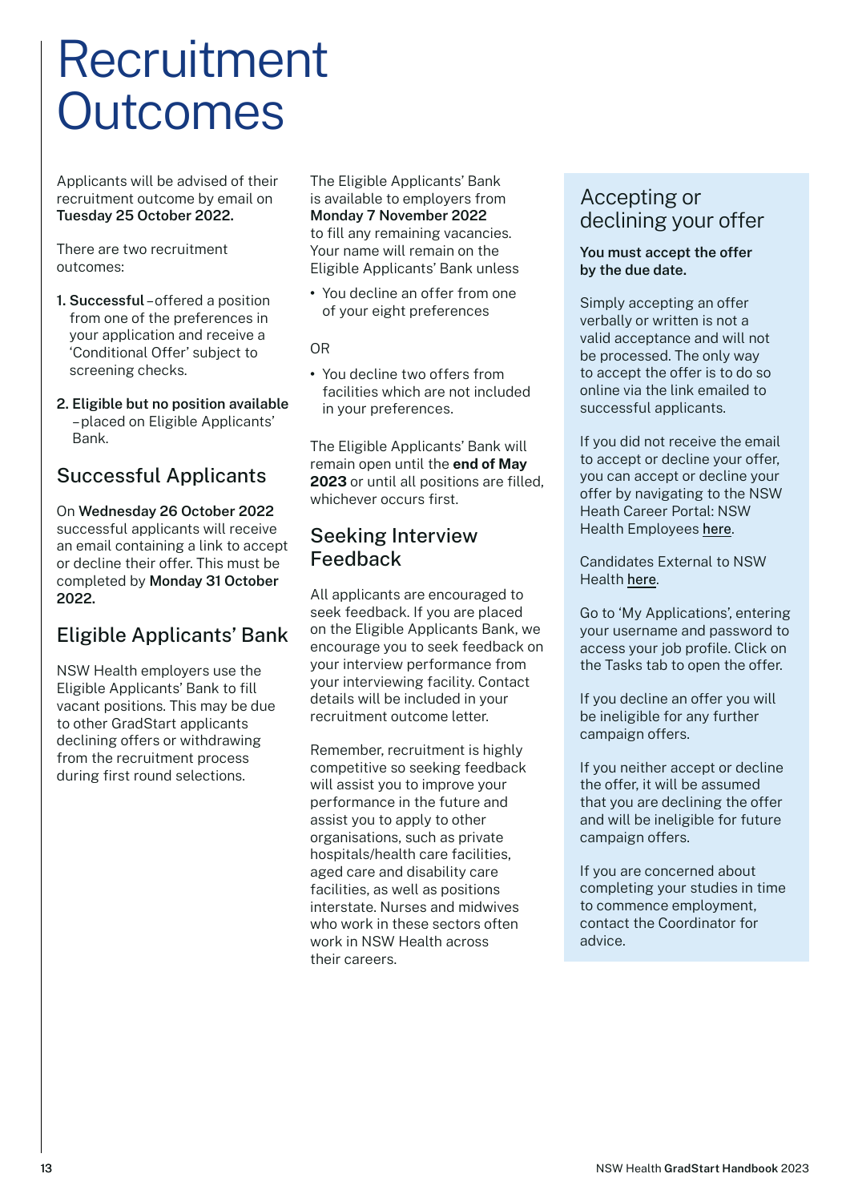# Recruitment Outcomes

Applicants will be advised of their recruitment outcome by email on **Tuesday 25 October 2022.**

There are two recruitment outcomes:

1. **Successful** – offered a position from one of the preferences in your application and receive a 'Conditional Offer' subject to screening checks.
2. **Eligible but no position available** – placed on Eligible Applicants' Bank.

## Successful Applicants

On **Wednesday 26 October 2022** successful applicants will receive an email containing a link to accept or decline their offer. This must be completed by **Monday 31 October 2022.**

## Eligible Applicants' Bank

NSW Health employers use the Eligible Applicants' Bank to fill vacant positions. This may be due to other GradStart applicants declining offers or withdrawing from the recruitment process during first round selections.

The Eligible Applicants' Bank is available to employers from **Monday 7 November 2022** to fill any remaining vacancies. Your name will remain on the Eligible Applicants' Bank unless

- You decline an offer from one of your eight preferences

OR

- You decline two offers from facilities which are not included in your preferences.

The Eligible Applicants' Bank will remain open until the **end of May 2023** or until all positions are filled, whichever occurs first.

## Seeking Interview Feedback

All applicants are encouraged to seek feedback. If you are placed on the Eligible Applicants Bank, we encourage you to seek feedback on your interview performance from your interviewing facility. Contact details will be included in your recruitment outcome letter.

Remember, recruitment is highly competitive so seeking feedback will assist you to improve your performance in the future and assist you to apply to other organisations, such as private hospitals/health care facilities, aged care and disability care facilities, as well as positions interstate. Nurses and midwives who work in these sectors often work in NSW Health across their careers.

## Accepting or declining your offer

**You must accept the offer by the due date.**

Simply accepting an offer verbally or written is not a valid acceptance and will not be processed. The only way to accept the offer is to do so online via the link emailed to successful applicants.

If you did not receive the email to accept or decline your offer, you can accept or decline your offer by navigating to the NSW Heath Career Portal: NSW Health Employees here.

Candidates External to NSW Health here.

Go to 'My Applications', entering your username and password to access your job profile. Click on the Tasks tab to open the offer.

If you decline an offer you will be ineligible for any further campaign offers.

If you neither accept or decline the offer, it will be assumed that you are declining the offer and will be ineligible for future campaign offers.

If you are concerned about completing your studies in time to commence employment, contact the Coordinator for advice.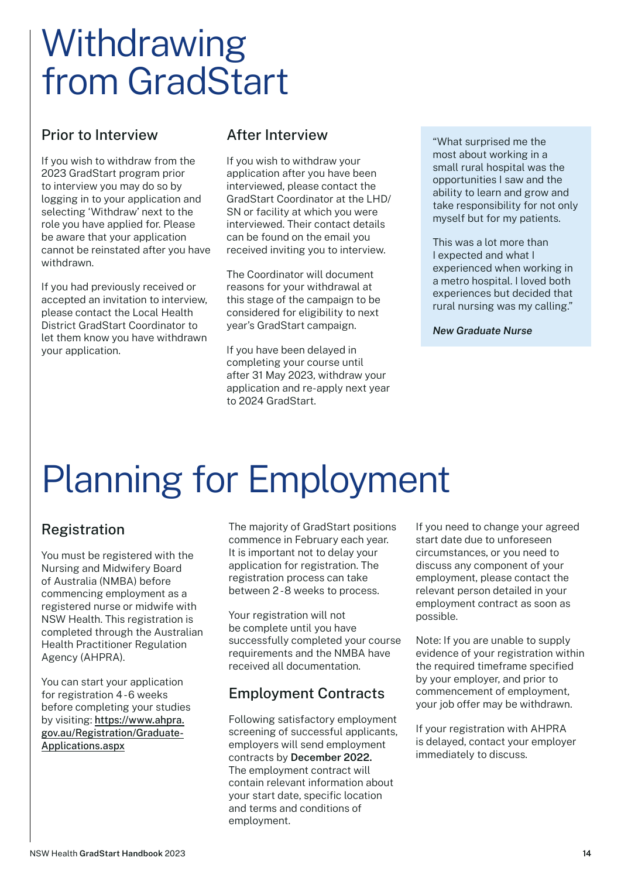# Withdrawing from GradStart

## Prior to Interview

If you wish to withdraw from the 2023 GradStart program prior to interview you may do so by logging in to your application and selecting 'Withdraw' next to the role you have applied for. Please be aware that your application cannot be reinstated after you have withdrawn.

If you had previously received or accepted an invitation to interview, please contact the Local Health District GradStart Coordinator to let them know you have withdrawn your application.

## After Interview

If you wish to withdraw your application after you have been interviewed, please contact the GradStart Coordinator at the LHD/SN or facility at which you were interviewed. Their contact details can be found on the email you received inviting you to interview.

The Coordinator will document reasons for your withdrawal at this stage of the campaign to be considered for eligibility to next year's GradStart campaign.

If you have been delayed in completing your course until after 31 May 2023, withdraw your application and re-apply next year to 2024 GradStart.

> "What surprised me the most about working in a small rural hospital was the opportunities I saw and the ability to learn and grow and take responsibility for not only myself but for my patients.
>
> This was a lot more than I expected and what I experienced when working in a metro hospital. I loved both experiences but decided that rural nursing was my calling."
>
> ***New Graduate Nurse***

# Planning for Employment

## Registration

You must be registered with the Nursing and Midwifery Board of Australia (NMBA) before commencing employment as a registered nurse or midwife with NSW Health. This registration is completed through the Australian Health Practitioner Regulation Agency (AHPRA).

You can start your application for registration 4-6 weeks before completing your studies by visiting: https://www.ahpra.gov.au/Registration/Graduate-Applications.aspx

The majority of GradStart positions commence in February each year. It is important not to delay your application for registration. The registration process can take between 2-8 weeks to process.

Your registration will not be complete until you have successfully completed your course requirements and the NMBA have received all documentation.

## Employment Contracts

Following satisfactory employment screening of successful applicants, employers will send employment contracts by **December 2022.** The employment contract will contain relevant information about your start date, specific location and terms and conditions of employment.

If you need to change your agreed start date due to unforeseen circumstances, or you need to discuss any component of your employment, please contact the relevant person detailed in your employment contract as soon as possible.

Note: If you are unable to supply evidence of your registration within the required timeframe specified by your employer, and prior to commencement of employment, your job offer may be withdrawn.

If your registration with AHPRA is delayed, contact your employer immediately to discuss.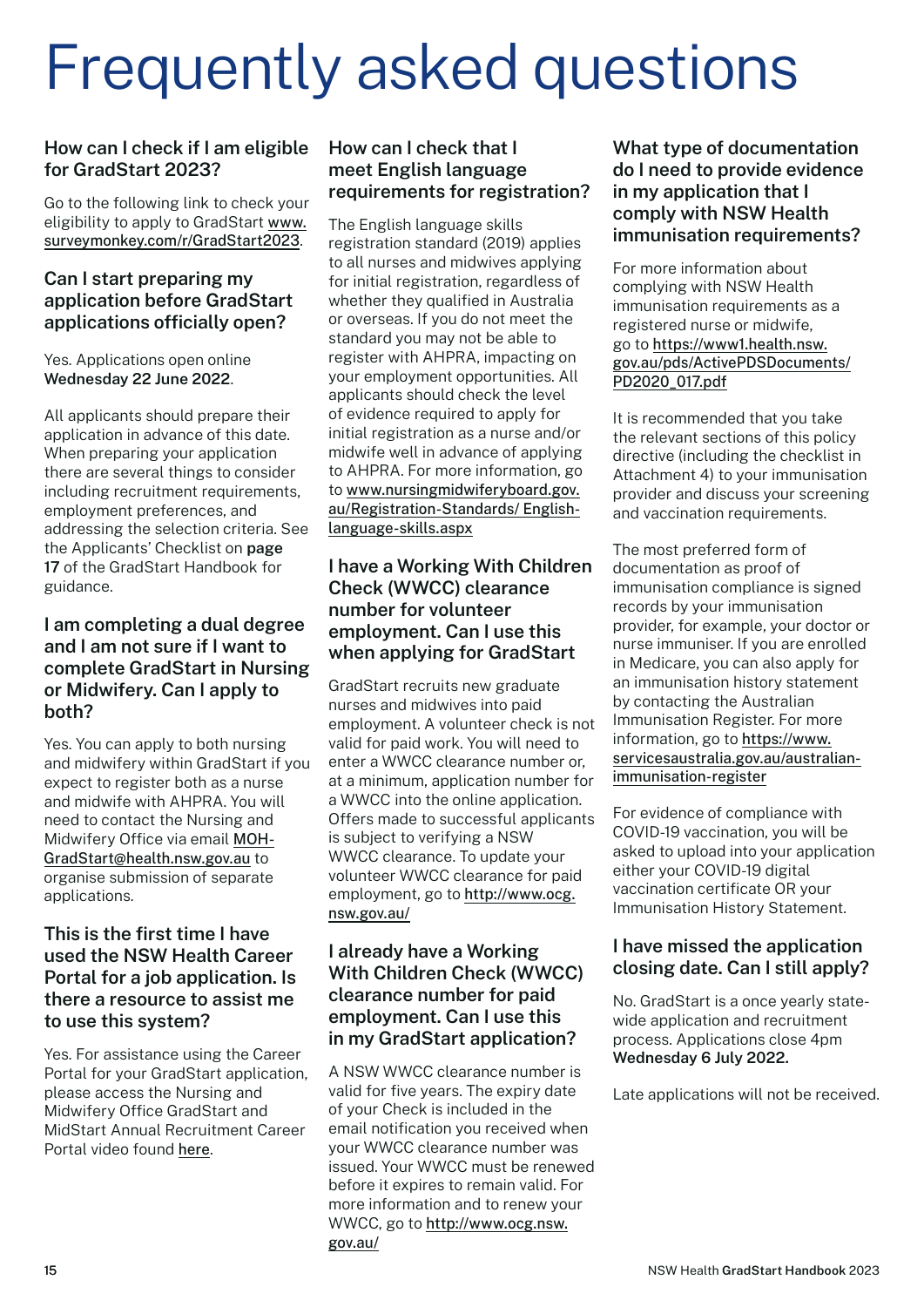# Frequently asked questions

### How can I check if I am eligible for GradStart 2023?

Go to the following link to check your eligibility to apply to GradStart www.surveymonkey.com/r/GradStart2023.

### Can I start preparing my application before GradStart applications officially open?

Yes. Applications open online **Wednesday 22 June 2022**.

All applicants should prepare their application in advance of this date. When preparing your application there are several things to consider including recruitment requirements, employment preferences, and addressing the selection criteria. See the Applicants' Checklist on **page 17** of the GradStart Handbook for guidance.

### I am completing a dual degree and I am not sure if I want to complete GradStart in Nursing or Midwifery. Can I apply to both?

Yes. You can apply to both nursing and midwifery within GradStart if you expect to register both as a nurse and midwife with AHPRA. You will need to contact the Nursing and Midwifery Office via email MOH-GradStart@health.nsw.gov.au to organise submission of separate applications.

### This is the first time I have used the NSW Health Career Portal for a job application. Is there a resource to assist me to use this system?

Yes. For assistance using the Career Portal for your GradStart application, please access the Nursing and Midwifery Office GradStart and MidStart Annual Recruitment Career Portal video found here.

### How can I check that I meet English language requirements for registration?

The English language skills registration standard (2019) applies to all nurses and midwives applying for initial registration, regardless of whether they qualified in Australia or overseas. If you do not meet the standard you may not be able to register with AHPRA, impacting on your employment opportunities. All applicants should check the level of evidence required to apply for initial registration as a nurse and/or midwife well in advance of applying to AHPRA. For more information, go to www.nursingmidwiferyboard.gov.au/Registration-Standards/English-language-skills.aspx

### I have a Working With Children Check (WWCC) clearance number for volunteer employment. Can I use this when applying for GradStart

GradStart recruits new graduate nurses and midwives into paid employment. A volunteer check is not valid for paid work. You will need to enter a WWCC clearance number or, at a minimum, application number for a WWCC into the online application. Offers made to successful applicants is subject to verifying a NSW WWCC clearance. To update your volunteer WWCC clearance for paid employment, go to http://www.ocg.nsw.gov.au/

### I already have a Working With Children Check (WWCC) clearance number for paid employment. Can I use this in my GradStart application?

A NSW WWCC clearance number is valid for five years. The expiry date of your Check is included in the email notification you received when your WWCC clearance number was issued. Your WWCC must be renewed before it expires to remain valid. For more information and to renew your WWCC, go to http://www.ocg.nsw.gov.au/

### What type of documentation do I need to provide evidence in my application that I comply with NSW Health immunisation requirements?

For more information about complying with NSW Health immunisation requirements as a registered nurse or midwife, go to https://www1.health.nsw.gov.au/pds/ActivePDSDocuments/PD2020_017.pdf

It is recommended that you take the relevant sections of this policy directive (including the checklist in Attachment 4) to your immunisation provider and discuss your screening and vaccination requirements.

The most preferred form of documentation as proof of immunisation compliance is signed records by your immunisation provider, for example, your doctor or nurse immuniser. If you are enrolled in Medicare, you can also apply for an immunisation history statement by contacting the Australian Immunisation Register. For more information, go to https://www.servicesaustralia.gov.au/australian-immunisation-register

For evidence of compliance with COVID-19 vaccination, you will be asked to upload into your application either your COVID-19 digital vaccination certificate OR your Immunisation History Statement.

### I have missed the application closing date. Can I still apply?

No. GradStart is a once yearly state-wide application and recruitment process. Applications close 4pm **Wednesday 6 July 2022.**

Late applications will not be received.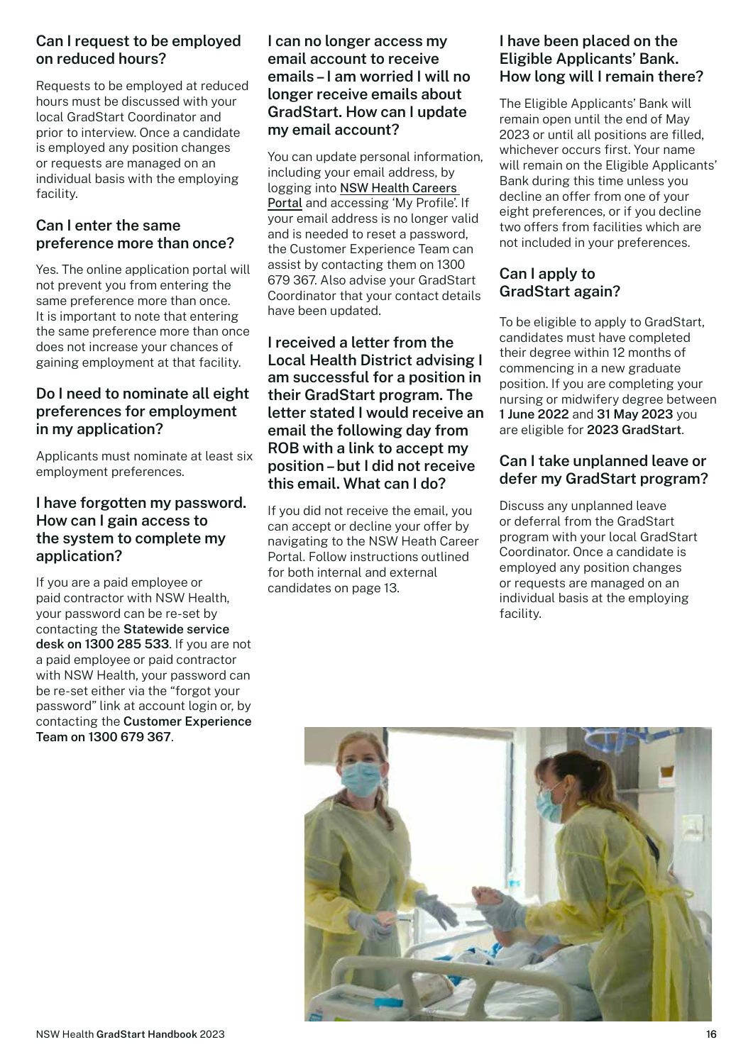### Can I request to be employed on reduced hours?

Requests to be employed at reduced hours must be discussed with your local GradStart Coordinator and prior to interview. Once a candidate is employed any position changes or requests are managed on an individual basis with the employing facility.

### Can I enter the same preference more than once?

Yes. The online application portal will not prevent you from entering the same preference more than once. It is important to note that entering the same preference more than once does not increase your chances of gaining employment at that facility.

### Do I need to nominate all eight preferences for employment in my application?

Applicants must nominate at least six employment preferences.

### I have forgotten my password. How can I gain access to the system to complete my application?

If you are a paid employee or paid contractor with NSW Health, your password can be re-set by contacting the **Statewide service desk on 1300 285 533**. If you are not a paid employee or paid contractor with NSW Health, your password can be re-set either via the "forgot your password" link at account login or, by contacting the **Customer Experience Team on 1300 679 367**.

### I can no longer access my email account to receive emails – I am worried I will no longer receive emails about GradStart. How can I update my email account?

You can update personal information, including your email address, by logging into NSW Health Careers Portal and accessing 'My Profile'. If your email address is no longer valid and is needed to reset a password, the Customer Experience Team can assist by contacting them on 1300 679 367. Also advise your GradStart Coordinator that your contact details have been updated.

### I received a letter from the Local Health District advising I am successful for a position in their GradStart program. The letter stated I would receive an email the following day from ROB with a link to accept my position – but I did not receive this email. What can I do?

If you did not receive the email, you can accept or decline your offer by navigating to the NSW Heath Career Portal. Follow instructions outlined for both internal and external candidates on page 13.

### I have been placed on the Eligible Applicants' Bank. How long will I remain there?

The Eligible Applicants' Bank will remain open until the end of May 2023 or until all positions are filled, whichever occurs first. Your name will remain on the Eligible Applicants' Bank during this time unless you decline an offer from one of your eight preferences, or if you decline two offers from facilities which are not included in your preferences.

### Can I apply to GradStart again?

To be eligible to apply to GradStart, candidates must have completed their degree within 12 months of commencing in a new graduate position. If you are completing your nursing or midwifery degree between **1 June 2022** and **31 May 2023** you are eligible for **2023 GradStart**.

### Can I take unplanned leave or defer my GradStart program?

Discuss any unplanned leave or deferral from the GradStart program with your local GradStart Coordinator. Once a candidate is employed any position changes or requests are managed on an individual basis at the employing facility.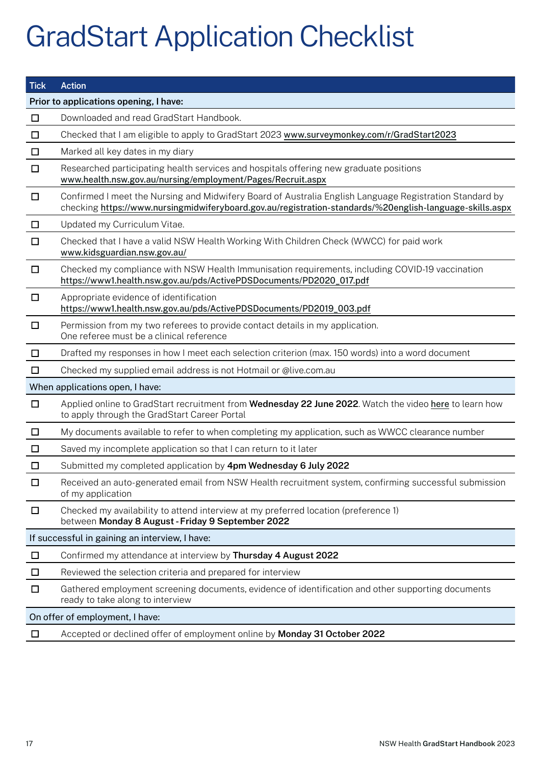# GradStart Application Checklist

| Tick | Action |
|---|---|
| **Prior to applications opening, I have:** | |
| ☐ | Downloaded and read GradStart Handbook. |
| ☐ | Checked that I am eligible to apply to GradStart 2023 www.surveymonkey.com/r/GradStart2023 |
| ☐ | Marked all key dates in my diary |
| ☐ | Researched participating health services and hospitals offering new graduate positions www.health.nsw.gov.au/nursing/employment/Pages/Recruit.aspx |
| ☐ | Confirmed I meet the Nursing and Midwifery Board of Australia English Language Registration Standard by checking https://www.nursingmidwiferyboard.gov.au/registration-standards/%20english-language-skills.aspx |
| ☐ | Updated my Curriculum Vitae. |
| ☐ | Checked that I have a valid NSW Health Working With Children Check (WWCC) for paid work www.kidsguardian.nsw.gov.au/ |
| ☐ | Checked my compliance with NSW Health Immunisation requirements, including COVID-19 vaccination https://www1.health.nsw.gov.au/pds/ActivePDSDocuments/PD2020_017.pdf |
| ☐ | Appropriate evidence of identification https://www1.health.nsw.gov.au/pds/ActivePDSDocuments/PD2019_003.pdf |
| ☐ | Permission from my two referees to provide contact details in my application. One referee must be a clinical reference |
| ☐ | Drafted my responses in how I meet each selection criterion (max. 150 words) into a word document |
| ☐ | Checked my supplied email address is not Hotmail or @live.com.au |
| **When applications open, I have:** | |
| ☐ | Applied online to GradStart recruitment from **Wednesday 22 June 2022**. Watch the video here to learn how to apply through the GradStart Career Portal |
| ☐ | My documents available to refer to when completing my application, such as WWCC clearance number |
| ☐ | Saved my incomplete application so that I can return to it later |
| ☐ | Submitted my completed application by **4pm Wednesday 6 July 2022** |
| ☐ | Received an auto-generated email from NSW Health recruitment system, confirming successful submission of my application |
| ☐ | Checked my availability to attend interview at my preferred location (preference 1) between **Monday 8 August - Friday 9 September 2022** |
| **If successful in gaining an interview, I have:** | |
| ☐ | Confirmed my attendance at interview by **Thursday 4 August 2022** |
| ☐ | Reviewed the selection criteria and prepared for interview |
| ☐ | Gathered employment screening documents, evidence of identification and other supporting documents ready to take along to interview |
| **On offer of employment, I have:** | |
| ☐ | Accepted or declined offer of employment online by **Monday 31 October 2022** |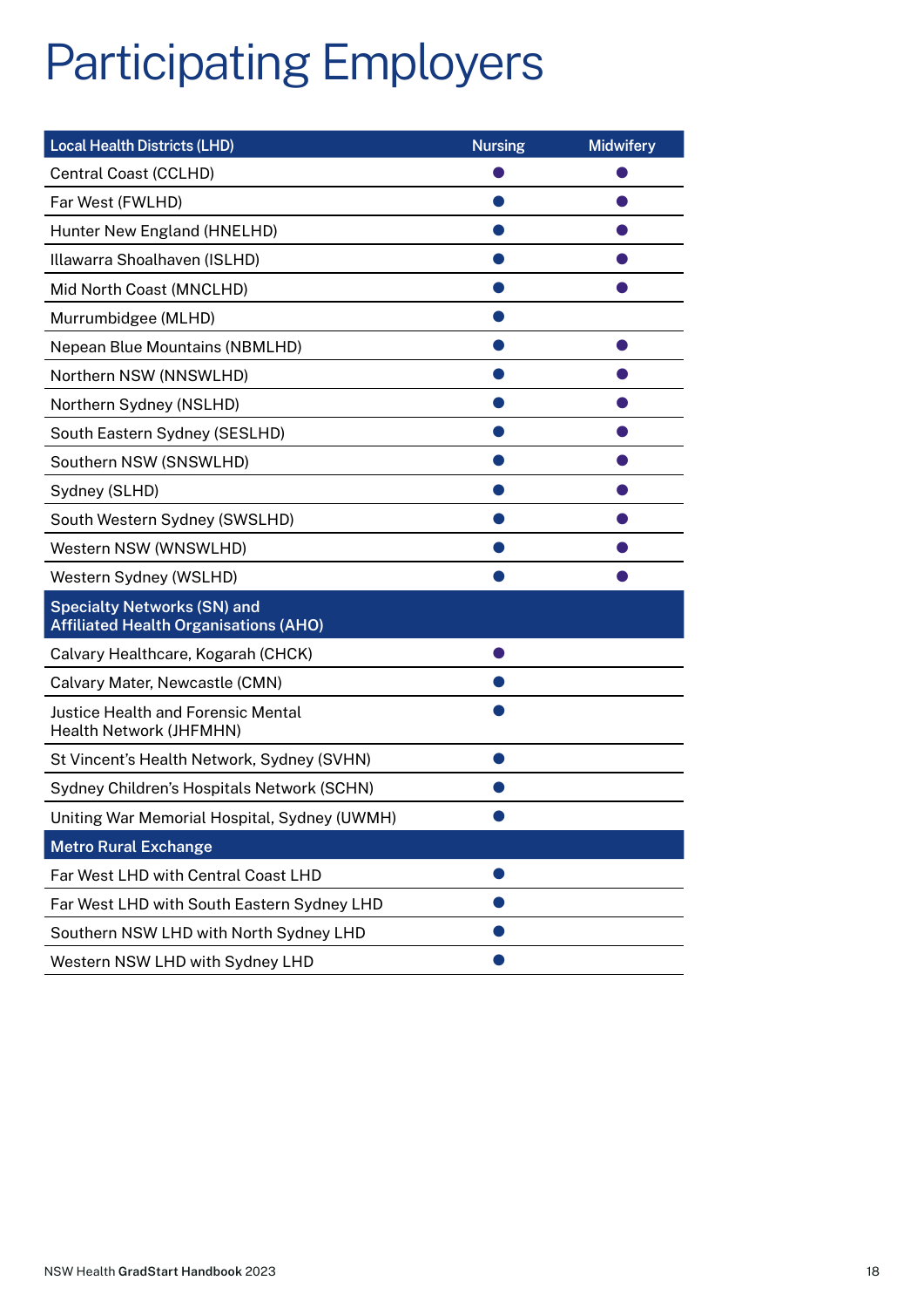# Participating Employers

| Local Health Districts (LHD) | Nursing | Midwifery |
|---|---|---|
| Central Coast (CCLHD) | ● | ● |
| Far West (FWLHD) | ● | ● |
| Hunter New England (HNELHD) | ● | ● |
| Illawarra Shoalhaven (ISLHD) | ● | ● |
| Mid North Coast (MNCLHD) | ● | ● |
| Murrumbidgee (MLHD) | ● | |
| Nepean Blue Mountains (NBMLHD) | ● | ● |
| Northern NSW (NNSWLHD) | ● | ● |
| Northern Sydney (NSLHD) | ● | ● |
| South Eastern Sydney (SESLHD) | ● | ● |
| Southern NSW (SNSWLHD) | ● | ● |
| Sydney (SLHD) | ● | ● |
| South Western Sydney (SWSLHD) | ● | ● |
| Western NSW (WNSWLHD) | ● | ● |
| Western Sydney (WSLHD) | ● | ● |
| **Specialty Networks (SN) and Affiliated Health Organisations (AHO)** | | |
| Calvary Healthcare, Kogarah (CHCK) | ● | |
| Calvary Mater, Newcastle (CMN) | ● | |
| Justice Health and Forensic Mental Health Network (JHFMHN) | ● | |
| St Vincent's Health Network, Sydney (SVHN) | ● | |
| Sydney Children's Hospitals Network (SCHN) | ● | |
| Uniting War Memorial Hospital, Sydney (UWMH) | ● | |
| **Metro Rural Exchange** | | |
| Far West LHD with Central Coast LHD | ● | |
| Far West LHD with South Eastern Sydney LHD | ● | |
| Southern NSW LHD with North Sydney LHD | ● | |
| Western NSW LHD with Sydney LHD | ● | |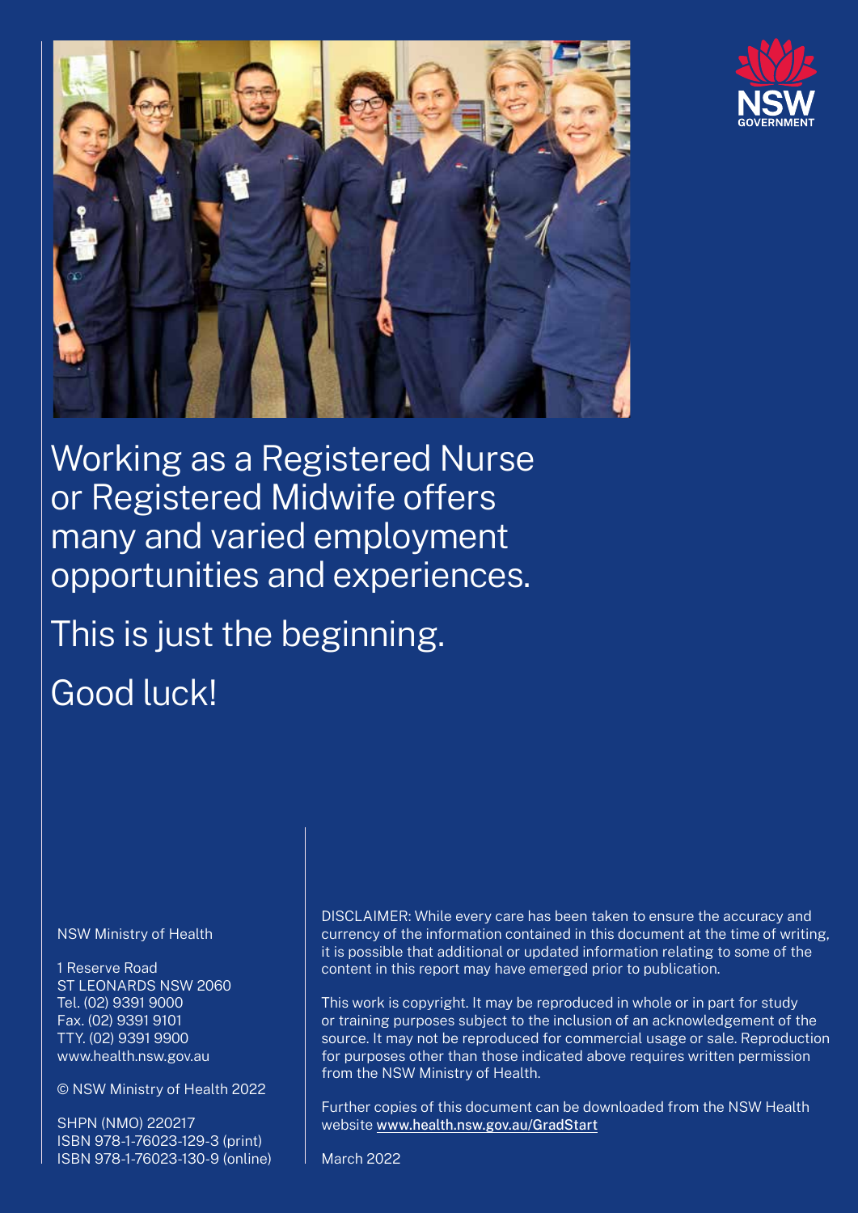Working as a Registered Nurse or Registered Midwife offers many and varied employment opportunities and experiences.

This is just the beginning.

Good luck!

NSW Ministry of Health

1 Reserve Road
ST LEONARDS NSW 2060
Tel. (02) 9391 9000
Fax. (02) 9391 9101
TTY. (02) 9391 9900
www.health.nsw.gov.au

© NSW Ministry of Health 2022

SHPN (NMO) 220217
ISBN 978-1-76023-129-3 (print)
ISBN 978-1-76023-130-9 (online)

DISCLAIMER: While every care has been taken to ensure the accuracy and currency of the information contained in this document at the time of writing, it is possible that additional or updated information relating to some of the content in this report may have emerged prior to publication.

This work is copyright. It may be reproduced in whole or in part for study or training purposes subject to the inclusion of an acknowledgement of the source. It may not be reproduced for commercial usage or sale. Reproduction for purposes other than those indicated above requires written permission from the NSW Ministry of Health.

Further copies of this document can be downloaded from the NSW Health website [www.health.nsw.gov.au/GradStart](www.health.nsw.gov.au/GradStart)

March 2022